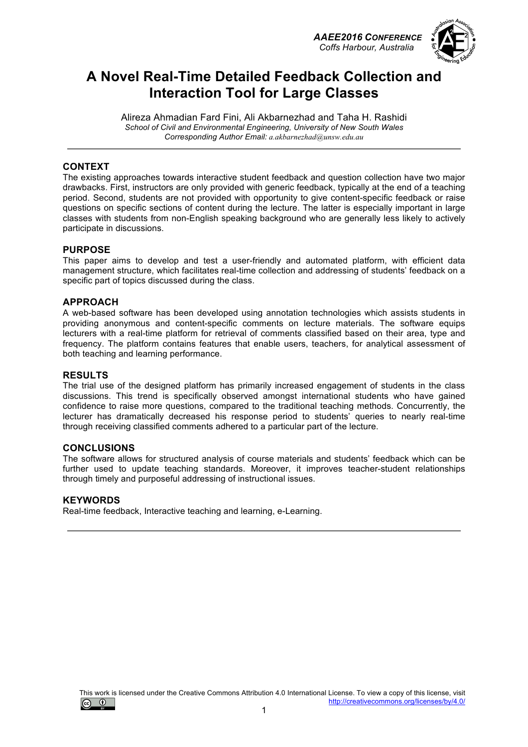# A Novel Real-Time Detailed Feedback Collection and Interaction Tool for Large Classes

Alireza Ahmadian Fard Fini, Ali Akbarnezhad and Taha H. Rashidi
*School of Civil and Environmental Engineering, University of New South Wales*
*Corresponding Author Email: a.akbarnezhad@unsw.edu.au*

---

## CONTEXT

The existing approaches towards interactive student feedback and question collection have two major drawbacks. First, instructors are only provided with generic feedback, typically at the end of a teaching period. Second, students are not provided with opportunity to give content-specific feedback or raise questions on specific sections of content during the lecture. The latter is especially important in large classes with students from non-English speaking background who are generally less likely to actively participate in discussions.

## PURPOSE

This paper aims to develop and test a user-friendly and automated platform, with efficient data management structure, which facilitates real-time collection and addressing of students' feedback on a specific part of topics discussed during the class.

## APPROACH

A web-based software has been developed using annotation technologies which assists students in providing anonymous and content-specific comments on lecture materials. The software equips lecturers with a real-time platform for retrieval of comments classified based on their area, type and frequency. The platform contains features that enable users, teachers, for analytical assessment of both teaching and learning performance.

## RESULTS

The trial use of the designed platform has primarily increased engagement of students in the class discussions. This trend is specifically observed amongst international students who have gained confidence to raise more questions, compared to the traditional teaching methods. Concurrently, the lecturer has dramatically decreased his response period to students' queries to nearly real-time through receiving classified comments adhered to a particular part of the lecture.

## CONCLUSIONS

The software allows for structured analysis of course materials and students' feedback which can be further used to update teaching standards. Moreover, it improves teacher-student relationships through timely and purposeful addressing of instructional issues.

## KEYWORDS

Real-time feedback, Interactive teaching and learning, e-Learning.

---

This work is licensed under the Creative Commons Attribution 4.0 International License. To view a copy of this license, visit http://creativecommons.org/licenses/by/4.0/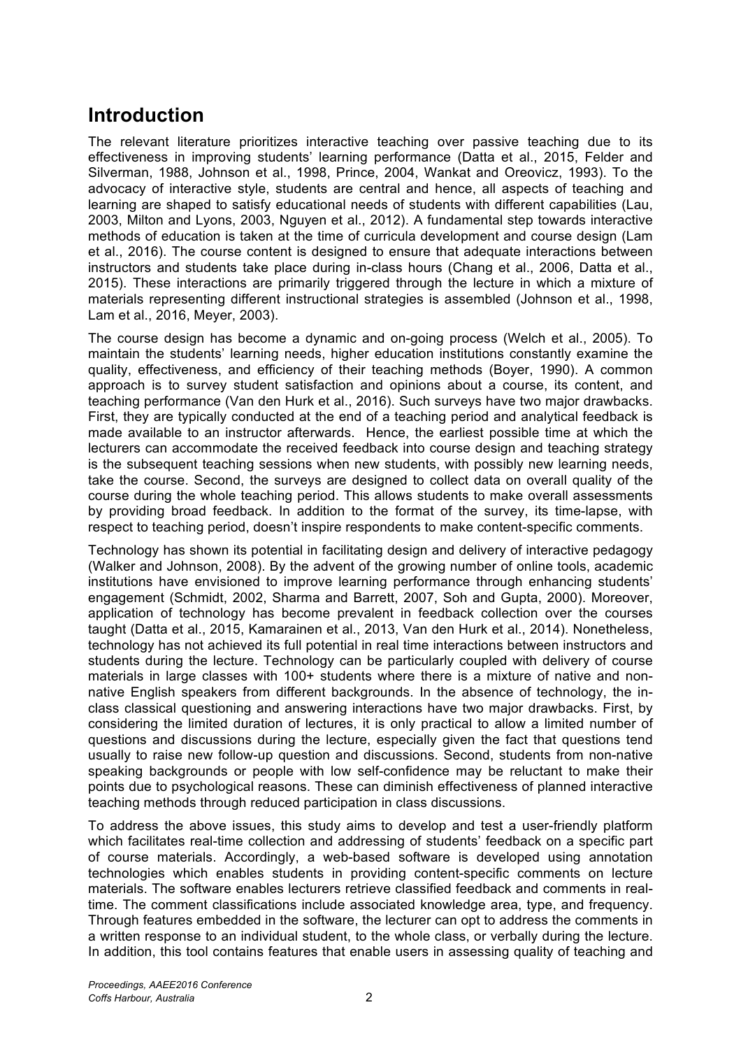## Introduction

The relevant literature prioritizes interactive teaching over passive teaching due to its effectiveness in improving students' learning performance (Datta et al., 2015, Felder and Silverman, 1988, Johnson et al., 1998, Prince, 2004, Wankat and Oreovicz, 1993). To the advocacy of interactive style, students are central and hence, all aspects of teaching and learning are shaped to satisfy educational needs of students with different capabilities (Lau, 2003, Milton and Lyons, 2003, Nguyen et al., 2012). A fundamental step towards interactive methods of education is taken at the time of curricula development and course design (Lam et al., 2016). The course content is designed to ensure that adequate interactions between instructors and students take place during in-class hours (Chang et al., 2006, Datta et al., 2015). These interactions are primarily triggered through the lecture in which a mixture of materials representing different instructional strategies is assembled (Johnson et al., 1998, Lam et al., 2016, Meyer, 2003).

The course design has become a dynamic and on-going process (Welch et al., 2005). To maintain the students' learning needs, higher education institutions constantly examine the quality, effectiveness, and efficiency of their teaching methods (Boyer, 1990). A common approach is to survey student satisfaction and opinions about a course, its content, and teaching performance (Van den Hurk et al., 2016). Such surveys have two major drawbacks. First, they are typically conducted at the end of a teaching period and analytical feedback is made available to an instructor afterwards. Hence, the earliest possible time at which the lecturers can accommodate the received feedback into course design and teaching strategy is the subsequent teaching sessions when new students, with possibly new learning needs, take the course. Second, the surveys are designed to collect data on overall quality of the course during the whole teaching period. This allows students to make overall assessments by providing broad feedback. In addition to the format of the survey, its time-lapse, with respect to teaching period, doesn't inspire respondents to make content-specific comments.

Technology has shown its potential in facilitating design and delivery of interactive pedagogy (Walker and Johnson, 2008). By the advent of the growing number of online tools, academic institutions have envisioned to improve learning performance through enhancing students' engagement (Schmidt, 2002, Sharma and Barrett, 2007, Soh and Gupta, 2000). Moreover, application of technology has become prevalent in feedback collection over the courses taught (Datta et al., 2015, Kamarainen et al., 2013, Van den Hurk et al., 2014). Nonetheless, technology has not achieved its full potential in real time interactions between instructors and students during the lecture. Technology can be particularly coupled with delivery of course materials in large classes with 100+ students where there is a mixture of native and non-native English speakers from different backgrounds. In the absence of technology, the in-class classical questioning and answering interactions have two major drawbacks. First, by considering the limited duration of lectures, it is only practical to allow a limited number of questions and discussions during the lecture, especially given the fact that questions tend usually to raise new follow-up question and discussions. Second, students from non-native speaking backgrounds or people with low self-confidence may be reluctant to make their points due to psychological reasons. These can diminish effectiveness of planned interactive teaching methods through reduced participation in class discussions.

To address the above issues, this study aims to develop and test a user-friendly platform which facilitates real-time collection and addressing of students' feedback on a specific part of course materials. Accordingly, a web-based software is developed using annotation technologies which enables students in providing content-specific comments on lecture materials. The software enables lecturers retrieve classified feedback and comments in real-time. The comment classifications include associated knowledge area, type, and frequency. Through features embedded in the software, the lecturer can opt to address the comments in a written response to an individual student, to the whole class, or verbally during the lecture. In addition, this tool contains features that enable users in assessing quality of teaching and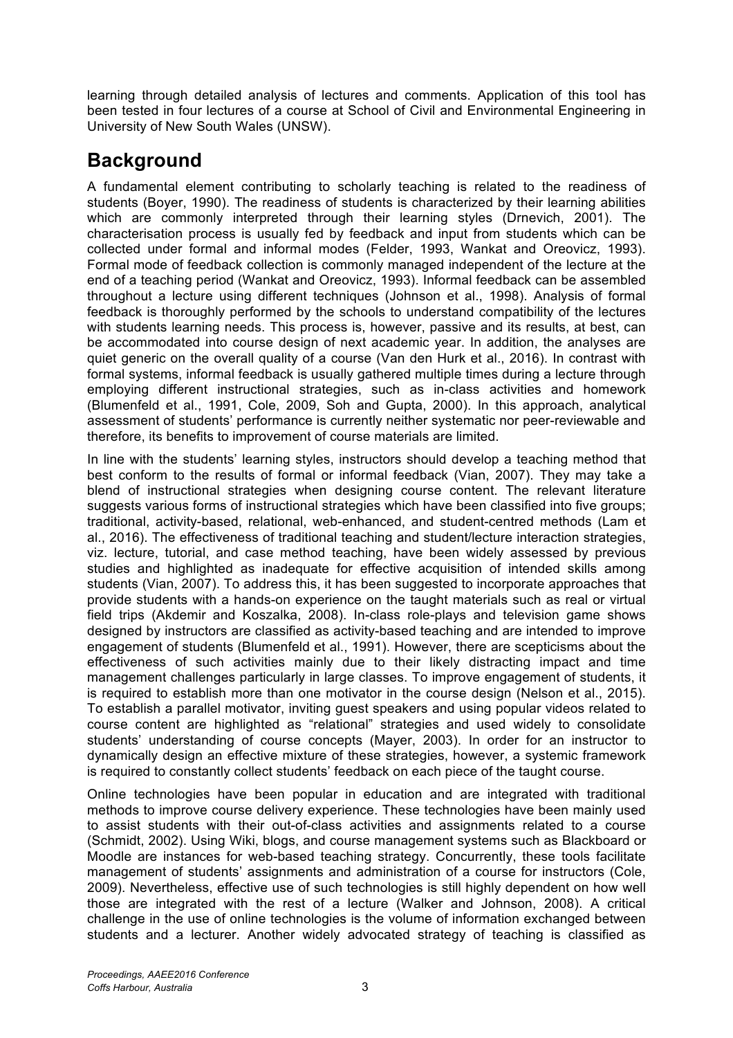learning through detailed analysis of lectures and comments. Application of this tool has been tested in four lectures of a course at School of Civil and Environmental Engineering in University of New South Wales (UNSW).

## Background

A fundamental element contributing to scholarly teaching is related to the readiness of students (Boyer, 1990). The readiness of students is characterized by their learning abilities which are commonly interpreted through their learning styles (Drnevich, 2001). The characterisation process is usually fed by feedback and input from students which can be collected under formal and informal modes (Felder, 1993, Wankat and Oreovicz, 1993). Formal mode of feedback collection is commonly managed independent of the lecture at the end of a teaching period (Wankat and Oreovicz, 1993). Informal feedback can be assembled throughout a lecture using different techniques (Johnson et al., 1998). Analysis of formal feedback is thoroughly performed by the schools to understand compatibility of the lectures with students learning needs. This process is, however, passive and its results, at best, can be accommodated into course design of next academic year. In addition, the analyses are quiet generic on the overall quality of a course (Van den Hurk et al., 2016). In contrast with formal systems, informal feedback is usually gathered multiple times during a lecture through employing different instructional strategies, such as in-class activities and homework (Blumenfeld et al., 1991, Cole, 2009, Soh and Gupta, 2000). In this approach, analytical assessment of students' performance is currently neither systematic nor peer-reviewable and therefore, its benefits to improvement of course materials are limited.

In line with the students' learning styles, instructors should develop a teaching method that best conform to the results of formal or informal feedback (Vian, 2007). They may take a blend of instructional strategies when designing course content. The relevant literature suggests various forms of instructional strategies which have been classified into five groups; traditional, activity-based, relational, web-enhanced, and student-centred methods (Lam et al., 2016). The effectiveness of traditional teaching and student/lecture interaction strategies, viz. lecture, tutorial, and case method teaching, have been widely assessed by previous studies and highlighted as inadequate for effective acquisition of intended skills among students (Vian, 2007). To address this, it has been suggested to incorporate approaches that provide students with a hands-on experience on the taught materials such as real or virtual field trips (Akdemir and Koszalka, 2008). In-class role-plays and television game shows designed by instructors are classified as activity-based teaching and are intended to improve engagement of students (Blumenfeld et al., 1991). However, there are scepticisms about the effectiveness of such activities mainly due to their likely distracting impact and time management challenges particularly in large classes. To improve engagement of students, it is required to establish more than one motivator in the course design (Nelson et al., 2015). To establish a parallel motivator, inviting guest speakers and using popular videos related to course content are highlighted as "relational" strategies and used widely to consolidate students' understanding of course concepts (Mayer, 2003). In order for an instructor to dynamically design an effective mixture of these strategies, however, a systemic framework is required to constantly collect students' feedback on each piece of the taught course.

Online technologies have been popular in education and are integrated with traditional methods to improve course delivery experience. These technologies have been mainly used to assist students with their out-of-class activities and assignments related to a course (Schmidt, 2002). Using Wiki, blogs, and course management systems such as Blackboard or Moodle are instances for web-based teaching strategy. Concurrently, these tools facilitate management of students' assignments and administration of a course for instructors (Cole, 2009). Nevertheless, effective use of such technologies is still highly dependent on how well those are integrated with the rest of a lecture (Walker and Johnson, 2008). A critical challenge in the use of online technologies is the volume of information exchanged between students and a lecturer. Another widely advocated strategy of teaching is classified as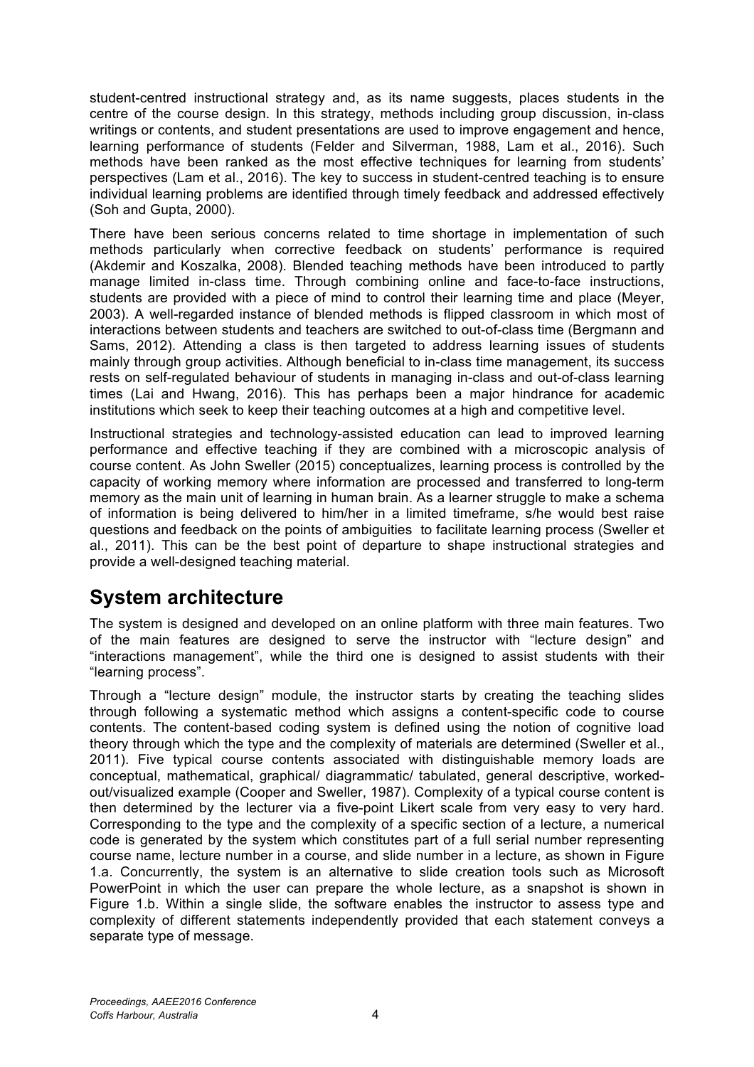student-centred instructional strategy and, as its name suggests, places students in the centre of the course design. In this strategy, methods including group discussion, in-class writings or contents, and student presentations are used to improve engagement and hence, learning performance of students (Felder and Silverman, 1988, Lam et al., 2016). Such methods have been ranked as the most effective techniques for learning from students' perspectives (Lam et al., 2016). The key to success in student-centred teaching is to ensure individual learning problems are identified through timely feedback and addressed effectively (Soh and Gupta, 2000).

There have been serious concerns related to time shortage in implementation of such methods particularly when corrective feedback on students' performance is required (Akdemir and Koszalka, 2008). Blended teaching methods have been introduced to partly manage limited in-class time. Through combining online and face-to-face instructions, students are provided with a piece of mind to control their learning time and place (Meyer, 2003). A well-regarded instance of blended methods is flipped classroom in which most of interactions between students and teachers are switched to out-of-class time (Bergmann and Sams, 2012). Attending a class is then targeted to address learning issues of students mainly through group activities. Although beneficial to in-class time management, its success rests on self-regulated behaviour of students in managing in-class and out-of-class learning times (Lai and Hwang, 2016). This has perhaps been a major hindrance for academic institutions which seek to keep their teaching outcomes at a high and competitive level.

Instructional strategies and technology-assisted education can lead to improved learning performance and effective teaching if they are combined with a microscopic analysis of course content. As John Sweller (2015) conceptualizes, learning process is controlled by the capacity of working memory where information are processed and transferred to long-term memory as the main unit of learning in human brain. As a learner struggle to make a schema of information is being delivered to him/her in a limited timeframe, s/he would best raise questions and feedback on the points of ambiguities to facilitate learning process (Sweller et al., 2011). This can be the best point of departure to shape instructional strategies and provide a well-designed teaching material.

## System architecture

The system is designed and developed on an online platform with three main features. Two of the main features are designed to serve the instructor with "lecture design" and "interactions management", while the third one is designed to assist students with their "learning process".

Through a "lecture design" module, the instructor starts by creating the teaching slides through following a systematic method which assigns a content-specific code to course contents. The content-based coding system is defined using the notion of cognitive load theory through which the type and the complexity of materials are determined (Sweller et al., 2011). Five typical course contents associated with distinguishable memory loads are conceptual, mathematical, graphical/ diagrammatic/ tabulated, general descriptive, worked-out/visualized example (Cooper and Sweller, 1987). Complexity of a typical course content is then determined by the lecturer via a five-point Likert scale from very easy to very hard. Corresponding to the type and the complexity of a specific section of a lecture, a numerical code is generated by the system which constitutes part of a full serial number representing course name, lecture number in a course, and slide number in a lecture, as shown in Figure 1.a. Concurrently, the system is an alternative to slide creation tools such as Microsoft PowerPoint in which the user can prepare the whole lecture, as a snapshot is shown in Figure 1.b. Within a single slide, the software enables the instructor to assess type and complexity of different statements independently provided that each statement conveys a separate type of message.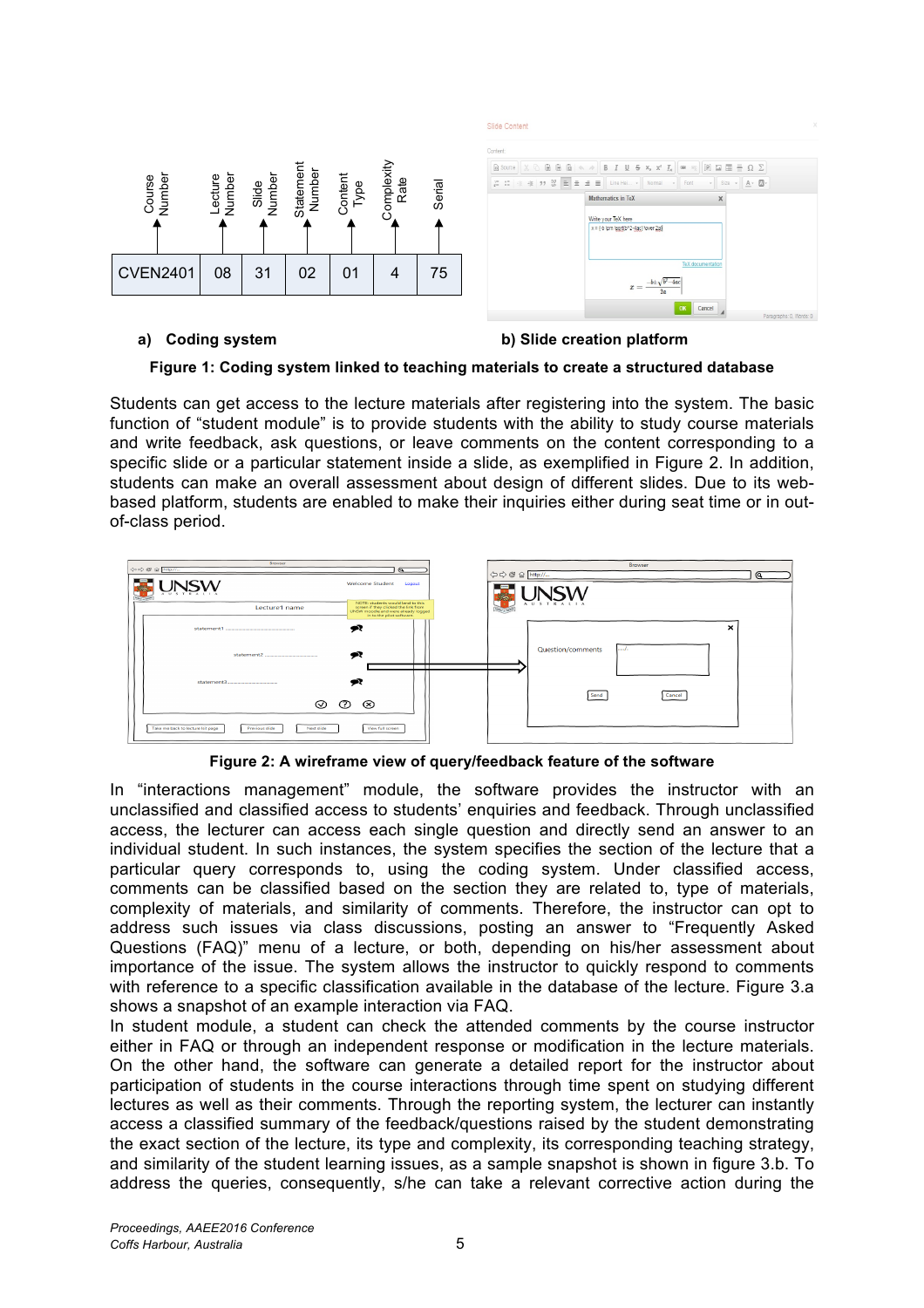a) **Coding system**

b) **Slide creation platform**

**Figure 1: Coding system linked to teaching materials to create a structured database**

Students can get access to the lecture materials after registering into the system. The basic function of "student module" is to provide students with the ability to study course materials and write feedback, ask questions, or leave comments on the content corresponding to a specific slide or a particular statement inside a slide, as exemplified in Figure 2. In addition, students can make an overall assessment about design of different slides. Due to its web-based platform, students are enabled to make their inquiries either during seat time or in out-of-class period.

**Figure 2: A wireframe view of query/feedback feature of the software**

In "interactions management" module, the software provides the instructor with an unclassified and classified access to students' enquiries and feedback. Through unclassified access, the lecturer can access each single question and directly send an answer to an individual student. In such instances, the system specifies the section of the lecture that a particular query corresponds to, using the coding system. Under classified access, comments can be classified based on the section they are related to, type of materials, complexity of materials, and similarity of comments. Therefore, the instructor can opt to address such issues via class discussions, posting an answer to "Frequently Asked Questions (FAQ)" menu of a lecture, or both, depending on his/her assessment about importance of the issue. The system allows the instructor to quickly respond to comments with reference to a specific classification available in the database of the lecture. Figure 3.a shows a snapshot of an example interaction via FAQ.

In student module, a student can check the attended comments by the course instructor either in FAQ or through an independent response or modification in the lecture materials. On the other hand, the software can generate a detailed report for the instructor about participation of students in the course interactions through time spent on studying different lectures as well as their comments. Through the reporting system, the lecturer can instantly access a classified summary of the feedback/questions raised by the student demonstrating the exact section of the lecture, its type and complexity, its corresponding teaching strategy, and similarity of the student learning issues, as a sample snapshot is shown in figure 3.b. To address the queries, consequently, s/he can take a relevant corrective action during the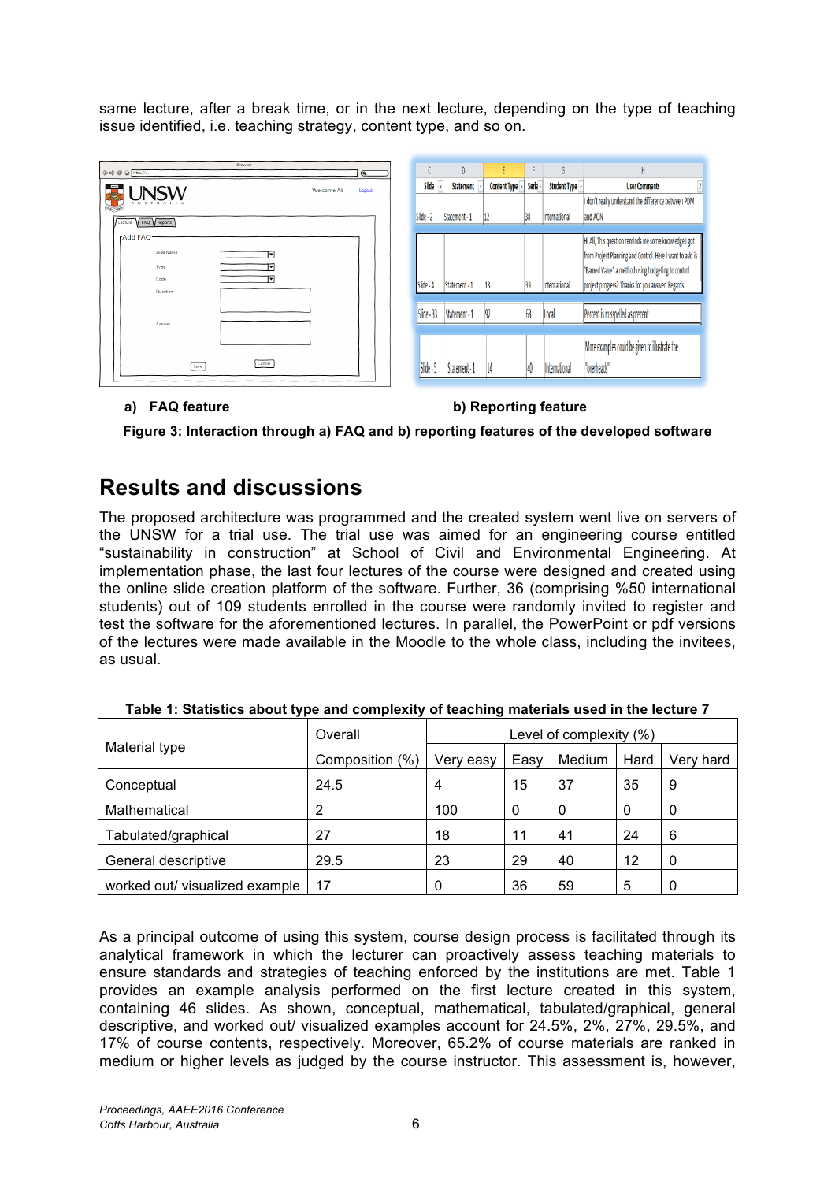same lecture, after a break time, or in the next lecture, depending on the type of teaching issue identified, i.e. teaching strategy, content type, and so on.

a) FAQ feature                                                    b) Reporting feature

**Figure 3: Interaction through a) FAQ and b) reporting features of the developed software**

## Results and discussions

The proposed architecture was programmed and the created system went live on servers of the UNSW for a trial use. The trial use was aimed for an engineering course entitled "sustainability in construction" at School of Civil and Environmental Engineering. At implementation phase, the last four lectures of the course were designed and created using the online slide creation platform of the software. Further, 36 (comprising %50 international students) out of 109 students enrolled in the course were randomly invited to register and test the software for the aforementioned lectures. In parallel, the PowerPoint or pdf versions of the lectures were made available in the Moodle to the whole class, including the invitees, as usual.

**Table 1: Statistics about type and complexity of teaching materials used in the lecture 7**

| Material type | Overall Composition (%) | Level of complexity (%) | | | | |
|---|---|---|---|---|---|---|
| | | Very easy | Easy | Medium | Hard | Very hard |
| Conceptual | 24.5 | 4 | 15 | 37 | 35 | 9 |
| Mathematical | 2 | 100 | 0 | 0 | 0 | 0 |
| Tabulated/graphical | 27 | 18 | 11 | 41 | 24 | 6 |
| General descriptive | 29.5 | 23 | 29 | 40 | 12 | 0 |
| worked out/ visualized example | 17 | 0 | 36 | 59 | 5 | 0 |

As a principal outcome of using this system, course design process is facilitated through its analytical framework in which the lecturer can proactively assess teaching materials to ensure standards and strategies of teaching enforced by the institutions are met. Table 1 provides an example analysis performed on the first lecture created in this system, containing 46 slides. As shown, conceptual, mathematical, tabulated/graphical, general descriptive, and worked out/ visualized examples account for 24.5%, 2%, 27%, 29.5%, and 17% of course contents, respectively. Moreover, 65.2% of course materials are ranked in medium or higher levels as judged by the course instructor. This assessment is, however,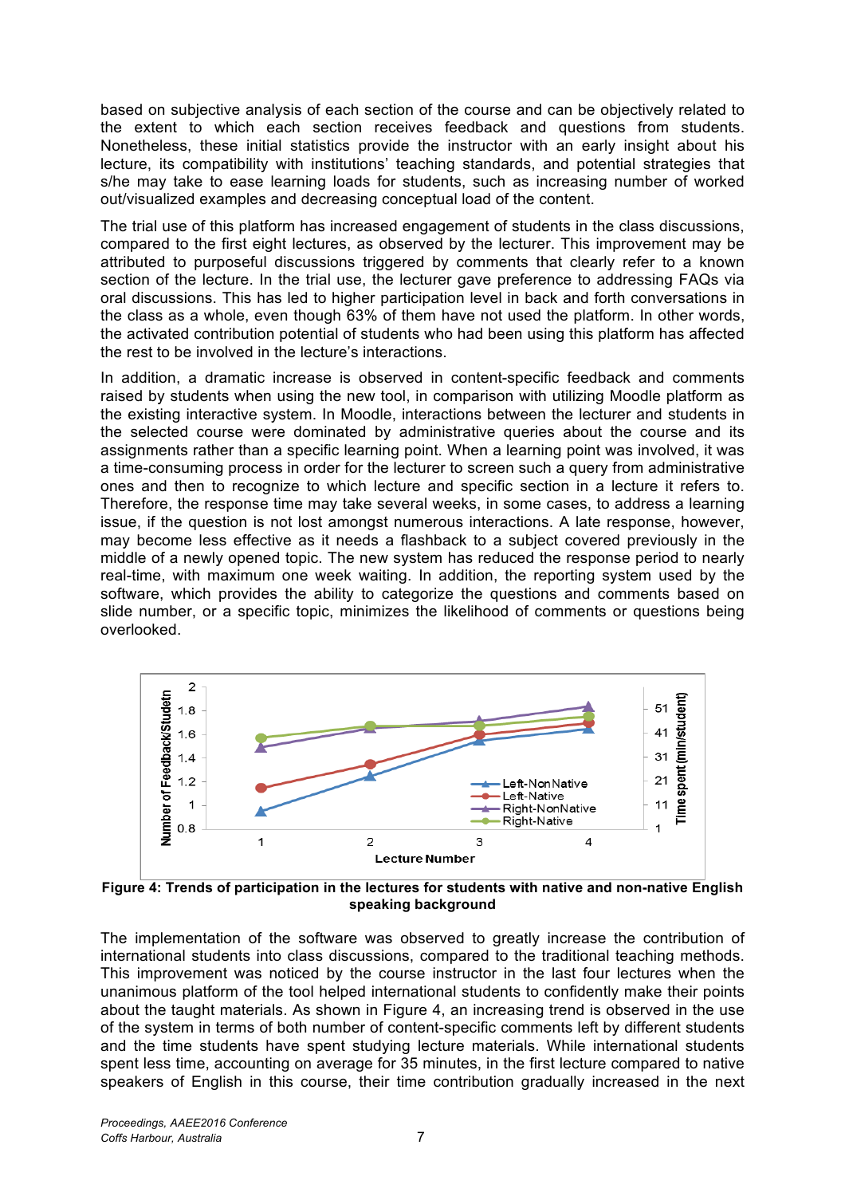based on subjective analysis of each section of the course and can be objectively related to the extent to which each section receives feedback and questions from students. Nonetheless, these initial statistics provide the instructor with an early insight about his lecture, its compatibility with institutions' teaching standards, and potential strategies that s/he may take to ease learning loads for students, such as increasing number of worked out/visualized examples and decreasing conceptual load of the content.

The trial use of this platform has increased engagement of students in the class discussions, compared to the first eight lectures, as observed by the lecturer. This improvement may be attributed to purposeful discussions triggered by comments that clearly refer to a known section of the lecture. In the trial use, the lecturer gave preference to addressing FAQs via oral discussions. This has led to higher participation level in back and forth conversations in the class as a whole, even though 63% of them have not used the platform. In other words, the activated contribution potential of students who had been using this platform has affected the rest to be involved in the lecture's interactions.

In addition, a dramatic increase is observed in content-specific feedback and comments raised by students when using the new tool, in comparison with utilizing Moodle platform as the existing interactive system. In Moodle, interactions between the lecturer and students in the selected course were dominated by administrative queries about the course and its assignments rather than a specific learning point. When a learning point was involved, it was a time-consuming process in order for the lecturer to screen such a query from administrative ones and then to recognize to which lecture and specific section in a lecture it refers to. Therefore, the response time may take several weeks, in some cases, to address a learning issue, if the question is not lost amongst numerous interactions. A late response, however, may become less effective as it needs a flashback to a subject covered previously in the middle of a newly opened topic. The new system has reduced the response period to nearly real-time, with maximum one week waiting. In addition, the reporting system used by the software, which provides the ability to categorize the questions and comments based on slide number, or a specific topic, minimizes the likelihood of comments or questions being overlooked.

**Figure 4: Trends of participation in the lectures for students with native and non-native English speaking background**

The implementation of the software was observed to greatly increase the contribution of international students into class discussions, compared to the traditional teaching methods. This improvement was noticed by the course instructor in the last four lectures when the unanimous platform of the tool helped international students to confidently make their points about the taught materials. As shown in Figure 4, an increasing trend is observed in the use of the system in terms of both number of content-specific comments left by different students and the time students have spent studying lecture materials. While international students spent less time, accounting on average for 35 minutes, in the first lecture compared to native speakers of English in this course, their time contribution gradually increased in the next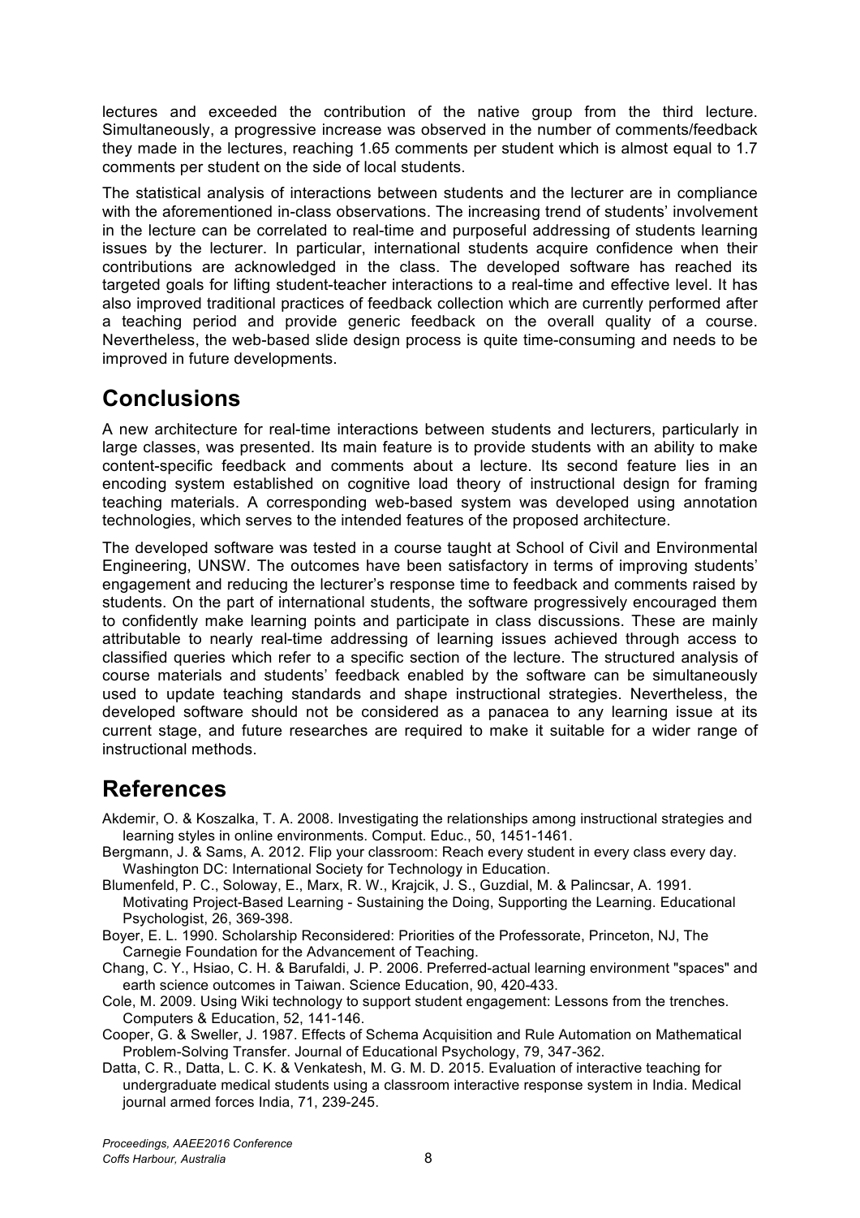lectures and exceeded the contribution of the native group from the third lecture. Simultaneously, a progressive increase was observed in the number of comments/feedback they made in the lectures, reaching 1.65 comments per student which is almost equal to 1.7 comments per student on the side of local students.

The statistical analysis of interactions between students and the lecturer are in compliance with the aforementioned in-class observations. The increasing trend of students' involvement in the lecture can be correlated to real-time and purposeful addressing of students learning issues by the lecturer. In particular, international students acquire confidence when their contributions are acknowledged in the class. The developed software has reached its targeted goals for lifting student-teacher interactions to a real-time and effective level. It has also improved traditional practices of feedback collection which are currently performed after a teaching period and provide generic feedback on the overall quality of a course. Nevertheless, the web-based slide design process is quite time-consuming and needs to be improved in future developments.

## Conclusions

A new architecture for real-time interactions between students and lecturers, particularly in large classes, was presented. Its main feature is to provide students with an ability to make content-specific feedback and comments about a lecture. Its second feature lies in an encoding system established on cognitive load theory of instructional design for framing teaching materials. A corresponding web-based system was developed using annotation technologies, which serves to the intended features of the proposed architecture.

The developed software was tested in a course taught at School of Civil and Environmental Engineering, UNSW. The outcomes have been satisfactory in terms of improving students' engagement and reducing the lecturer's response time to feedback and comments raised by students. On the part of international students, the software progressively encouraged them to confidently make learning points and participate in class discussions. These are mainly attributable to nearly real-time addressing of learning issues achieved through access to classified queries which refer to a specific section of the lecture. The structured analysis of course materials and students' feedback enabled by the software can be simultaneously used to update teaching standards and shape instructional strategies. Nevertheless, the developed software should not be considered as a panacea to any learning issue at its current stage, and future researches are required to make it suitable for a wider range of instructional methods.

## References

Akdemir, O. & Koszalka, T. A. 2008. Investigating the relationships among instructional strategies and learning styles in online environments. Comput. Educ., 50, 1451-1461.

Bergmann, J. & Sams, A. 2012. Flip your classroom: Reach every student in every class every day. Washington DC: International Society for Technology in Education.

Blumenfeld, P. C., Soloway, E., Marx, R. W., Krajcik, J. S., Guzdial, M. & Palincsar, A. 1991. Motivating Project-Based Learning - Sustaining the Doing, Supporting the Learning. Educational Psychologist, 26, 369-398.

Boyer, E. L. 1990. Scholarship Reconsidered: Priorities of the Professorate, Princeton, NJ, The Carnegie Foundation for the Advancement of Teaching.

Chang, C. Y., Hsiao, C. H. & Barufaldi, J. P. 2006. Preferred-actual learning environment "spaces" and earth science outcomes in Taiwan. Science Education, 90, 420-433.

Cole, M. 2009. Using Wiki technology to support student engagement: Lessons from the trenches. Computers & Education, 52, 141-146.

Cooper, G. & Sweller, J. 1987. Effects of Schema Acquisition and Rule Automation on Mathematical Problem-Solving Transfer. Journal of Educational Psychology, 79, 347-362.

Datta, C. R., Datta, L. C. K. & Venkatesh, M. G. M. D. 2015. Evaluation of interactive teaching for undergraduate medical students using a classroom interactive response system in India. Medical journal armed forces India, 71, 239-245.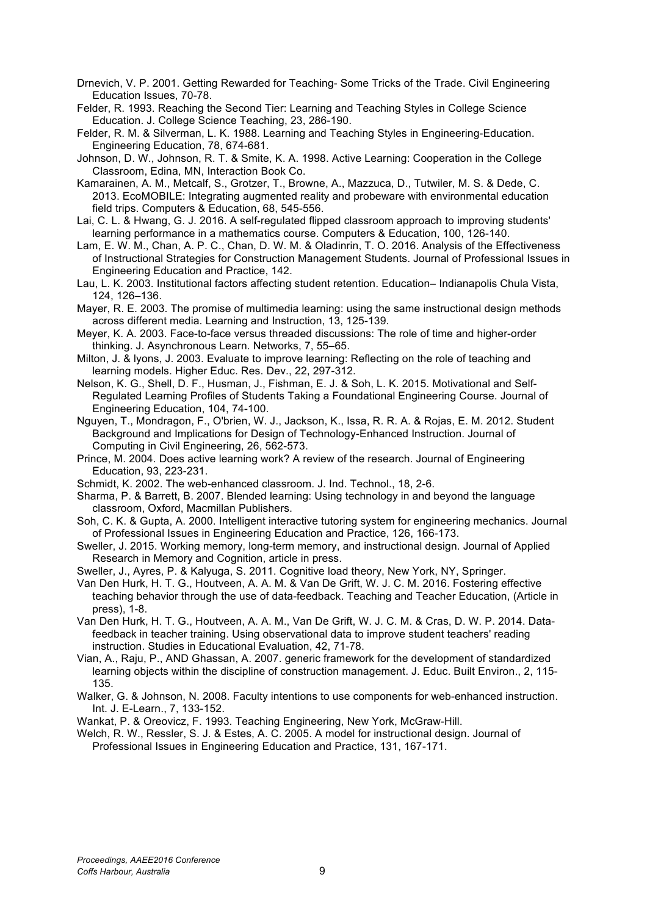Drnevich, V. P. 2001. Getting Rewarded for Teaching- Some Tricks of the Trade. Civil Engineering Education Issues, 70-78.

Felder, R. 1993. Reaching the Second Tier: Learning and Teaching Styles in College Science Education. J. College Science Teaching, 23, 286-190.

Felder, R. M. & Silverman, L. K. 1988. Learning and Teaching Styles in Engineering-Education. Engineering Education, 78, 674-681.

Johnson, D. W., Johnson, R. T. & Smite, K. A. 1998. Active Learning: Cooperation in the College Classroom, Edina, MN, Interaction Book Co.

Kamarainen, A. M., Metcalf, S., Grotzer, T., Browne, A., Mazzuca, D., Tutwiler, M. S. & Dede, C. 2013. EcoMOBILE: Integrating augmented reality and probeware with environmental education field trips. Computers & Education, 68, 545-556.

Lai, C. L. & Hwang, G. J. 2016. A self-regulated flipped classroom approach to improving students' learning performance in a mathematics course. Computers & Education, 100, 126-140.

Lam, E. W. M., Chan, A. P. C., Chan, D. W. M. & Oladinrin, T. O. 2016. Analysis of the Effectiveness of Instructional Strategies for Construction Management Students. Journal of Professional Issues in Engineering Education and Practice, 142.

Lau, L. K. 2003. Institutional factors affecting student retention. Education– Indianapolis Chula Vista, 124, 126–136.

Mayer, R. E. 2003. The promise of multimedia learning: using the same instructional design methods across different media. Learning and Instruction, 13, 125-139.

Meyer, K. A. 2003. Face-to-face versus threaded discussions: The role of time and higher-order thinking. J. Asynchronous Learn. Networks, 7, 55–65.

Milton, J. & lyons, J. 2003. Evaluate to improve learning: Reflecting on the role of teaching and learning models. Higher Educ. Res. Dev., 22, 297-312.

Nelson, K. G., Shell, D. F., Husman, J., Fishman, E. J. & Soh, L. K. 2015. Motivational and Self-Regulated Learning Profiles of Students Taking a Foundational Engineering Course. Journal of Engineering Education, 104, 74-100.

Nguyen, T., Mondragon, F., O'brien, W. J., Jackson, K., Issa, R. R. A. & Rojas, E. M. 2012. Student Background and Implications for Design of Technology-Enhanced Instruction. Journal of Computing in Civil Engineering, 26, 562-573.

Prince, M. 2004. Does active learning work? A review of the research. Journal of Engineering Education, 93, 223-231.

Schmidt, K. 2002. The web-enhanced classroom. J. Ind. Technol., 18, 2-6.

Sharma, P. & Barrett, B. 2007. Blended learning: Using technology in and beyond the language classroom, Oxford, Macmillan Publishers.

Soh, C. K. & Gupta, A. 2000. Intelligent interactive tutoring system for engineering mechanics. Journal of Professional Issues in Engineering Education and Practice, 126, 166-173.

Sweller, J. 2015. Working memory, long-term memory, and instructional design. Journal of Applied Research in Memory and Cognition, article in press.

Sweller, J., Ayres, P. & Kalyuga, S. 2011. Cognitive load theory, New York, NY, Springer.

Van Den Hurk, H. T. G., Houtveen, A. A. M. & Van De Grift, W. J. C. M. 2016. Fostering effective teaching behavior through the use of data-feedback. Teaching and Teacher Education, (Article in press), 1-8.

Van Den Hurk, H. T. G., Houtveen, A. A. M., Van De Grift, W. J. C. M. & Cras, D. W. P. 2014. Data-feedback in teacher training. Using observational data to improve student teachers' reading instruction. Studies in Educational Evaluation, 42, 71-78.

Vian, A., Raju, P., AND Ghassan, A. 2007. generic framework for the development of standardized learning objects within the discipline of construction management. J. Educ. Built Environ., 2, 115-135.

Walker, G. & Johnson, N. 2008. Faculty intentions to use components for web-enhanced instruction. Int. J. E-Learn., 7, 133-152.

Wankat, P. & Oreovicz, F. 1993. Teaching Engineering, New York, McGraw-Hill.

Welch, R. W., Ressler, S. J. & Estes, A. C. 2005. A model for instructional design. Journal of Professional Issues in Engineering Education and Practice, 131, 167-171.